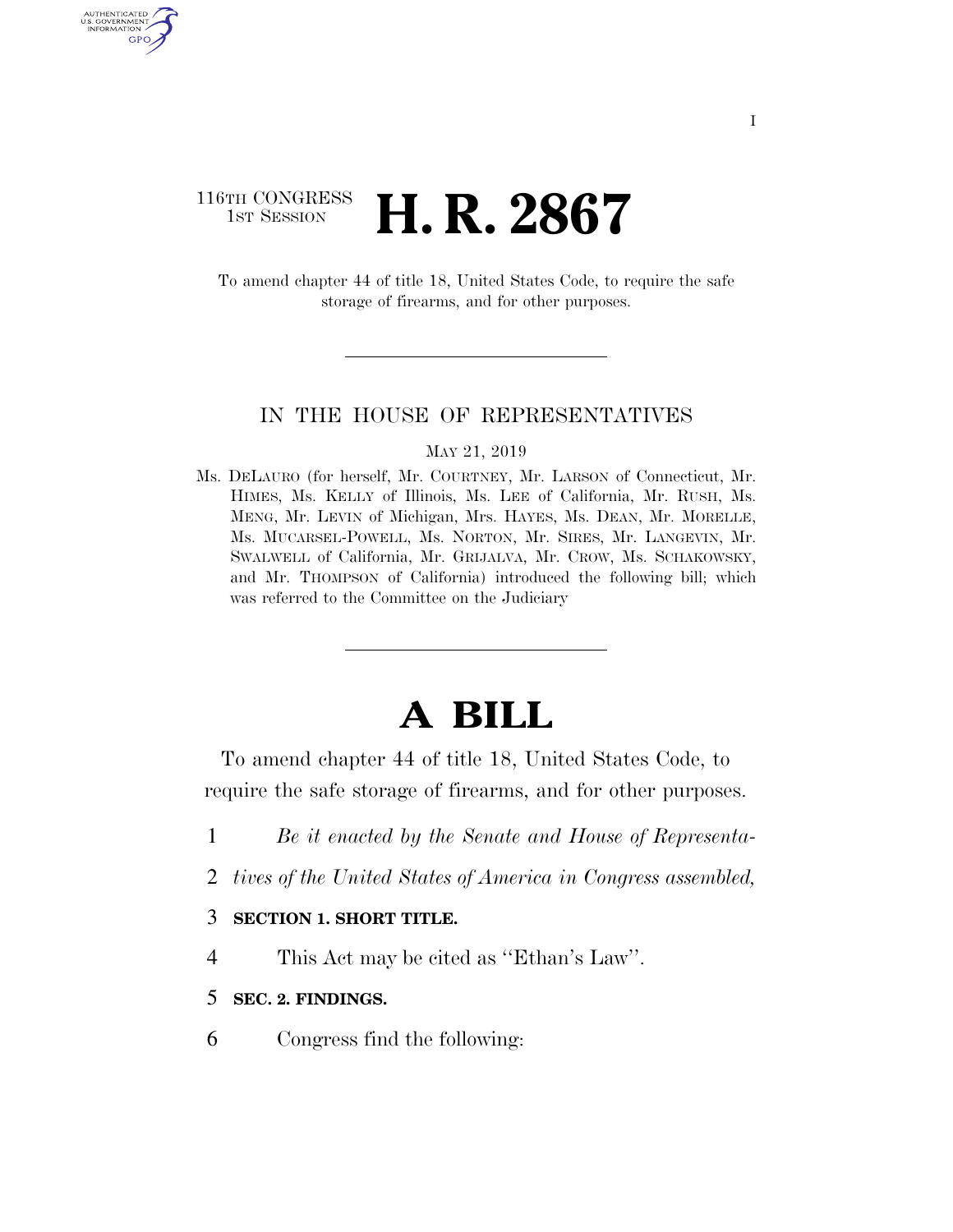116TH CONGRESS
1ST SESSION

# H. R. 2867

To amend chapter 44 of title 18, United States Code, to require the safe storage of firearms, and for other purposes.

---

IN THE HOUSE OF REPRESENTATIVES

MAY 21, 2019

Ms. DELAURO (for herself, Mr. COURTNEY, Mr. LARSON of Connecticut, Mr. HIMES, Ms. KELLY of Illinois, Ms. LEE of California, Mr. RUSH, Ms. MENG, Mr. LEVIN of Michigan, Mrs. HAYES, Ms. DEAN, Mr. MORELLE, Ms. MUCARSEL-POWELL, Ms. NORTON, Mr. SIRES, Mr. LANGEVIN, Mr. SWALWELL of California, Mr. GRIJALVA, Mr. CROW, Ms. SCHAKOWSKY, and Mr. THOMPSON of California) introduced the following bill; which was referred to the Committee on the Judiciary

---

# A BILL

To amend chapter 44 of title 18, United States Code, to require the safe storage of firearms, and for other purposes.

1 *Be it enacted by the Senate and House of Representa-*
2 *tives of the United States of America in Congress assembled,*

3 **SECTION 1. SHORT TITLE.**

4 This Act may be cited as ''Ethan's Law''.

5 **SEC. 2. FINDINGS.**

6 Congress find the following: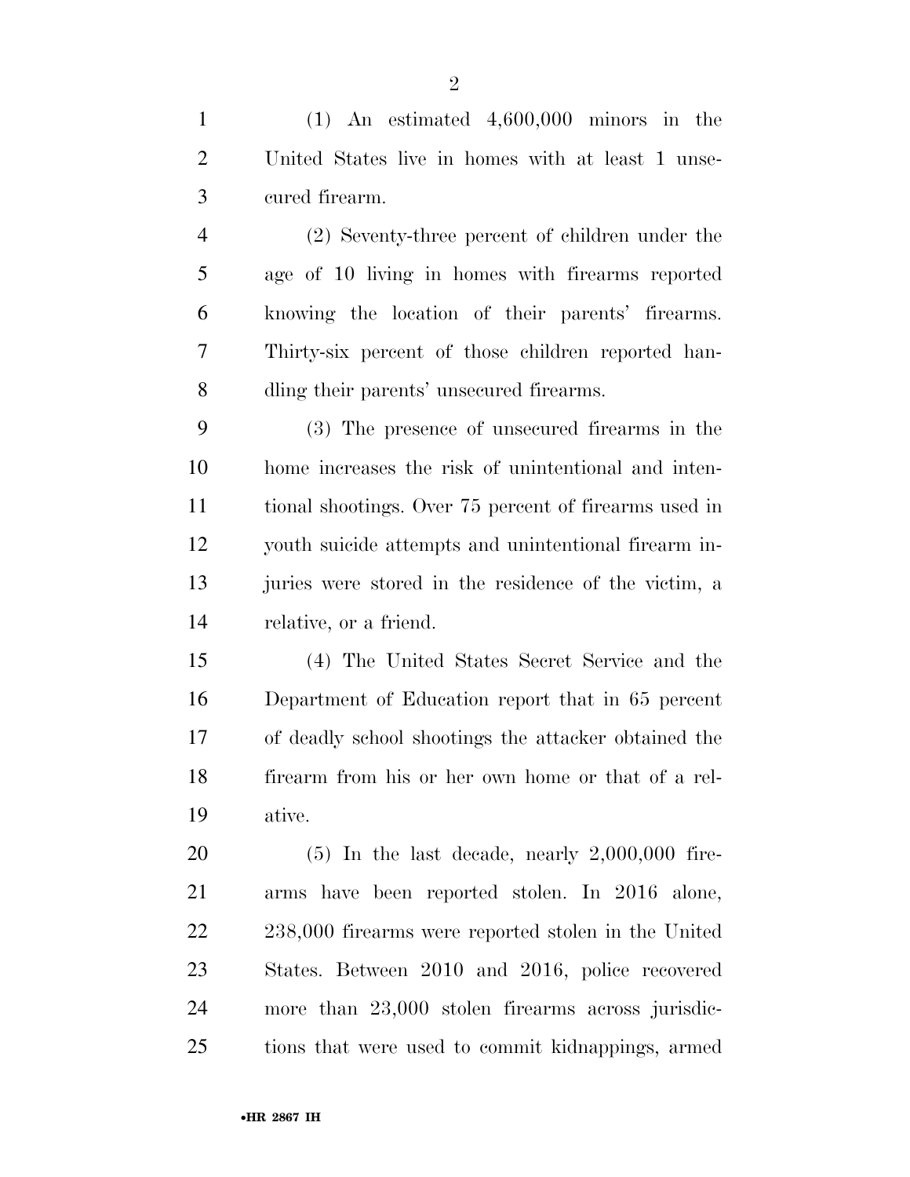(1) An estimated 4,600,000 minors in the United States live in homes with at least 1 unsecured firearm.

(2) Seventy-three percent of children under the age of 10 living in homes with firearms reported knowing the location of their parents' firearms. Thirty-six percent of those children reported handling their parents' unsecured firearms.

(3) The presence of unsecured firearms in the home increases the risk of unintentional and intentional shootings. Over 75 percent of firearms used in youth suicide attempts and unintentional firearm injuries were stored in the residence of the victim, a relative, or a friend.

(4) The United States Secret Service and the Department of Education report that in 65 percent of deadly school shootings the attacker obtained the firearm from his or her own home or that of a relative.

(5) In the last decade, nearly 2,000,000 firearms have been reported stolen. In 2016 alone, 238,000 firearms were reported stolen in the United States. Between 2010 and 2016, police recovered more than 23,000 stolen firearms across jurisdictions that were used to commit kidnappings, armed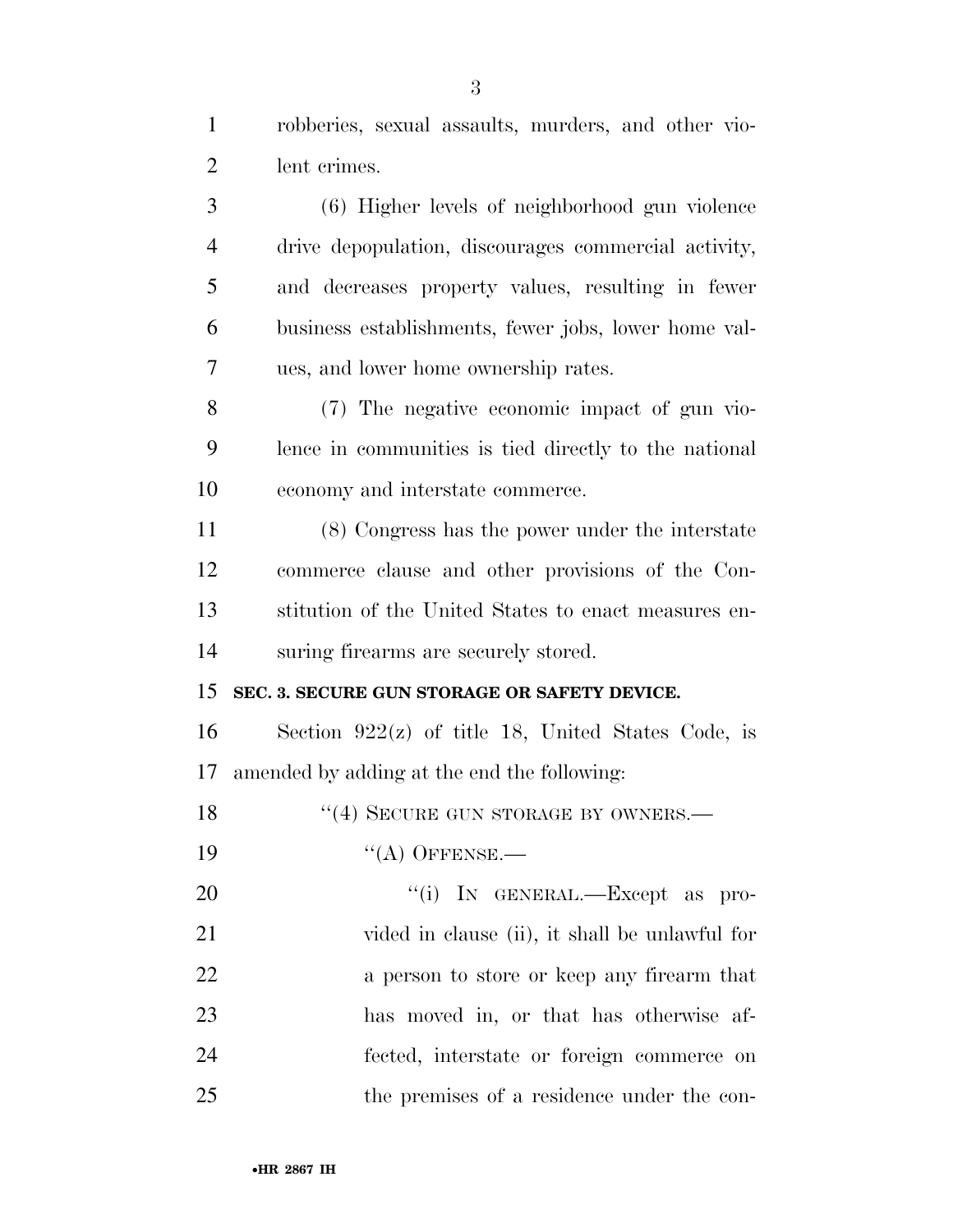robberies, sexual assaults, murders, and other violent crimes.

(6) Higher levels of neighborhood gun violence drive depopulation, discourages commercial activity, and decreases property values, resulting in fewer business establishments, fewer jobs, lower home values, and lower home ownership rates.

(7) The negative economic impact of gun violence in communities is tied directly to the national economy and interstate commerce.

(8) Congress has the power under the interstate commerce clause and other provisions of the Constitution of the United States to enact measures ensuring firearms are securely stored.

**SEC. 3. SECURE GUN STORAGE OR SAFETY DEVICE.**

Section 922(z) of title 18, United States Code, is amended by adding at the end the following:

"(4) SECURE GUN STORAGE BY OWNERS.—

"(A) OFFENSE.—

"(i) IN GENERAL.—Except as provided in clause (ii), it shall be unlawful for a person to store or keep any firearm that has moved in, or that has otherwise affected, interstate or foreign commerce on the premises of a residence under the con-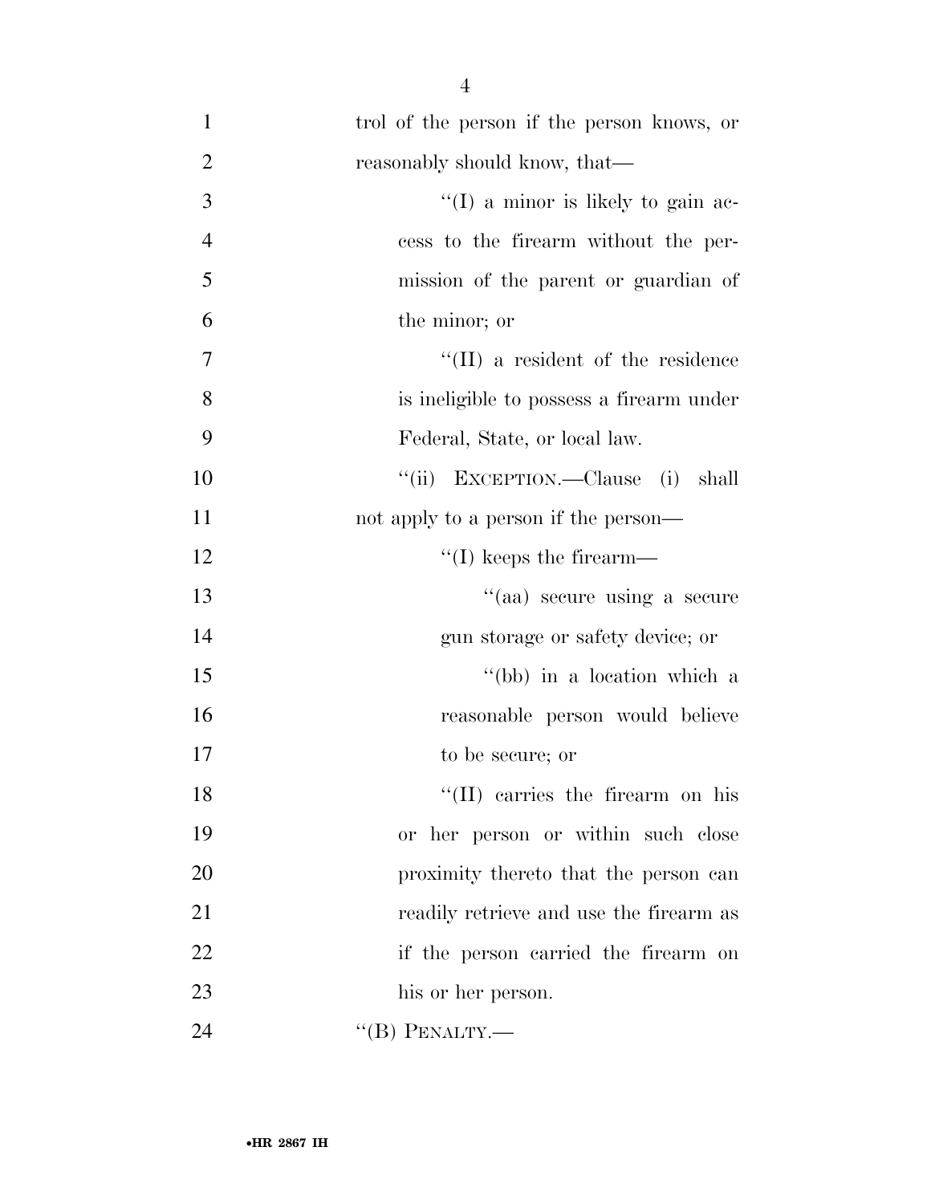trol of the person if the person knows, or reasonably should know, that—

''(I) a minor is likely to gain access to the firearm without the permission of the parent or guardian of the minor; or

''(II) a resident of the residence is ineligible to possess a firearm under Federal, State, or local law.

''(ii) EXCEPTION.—Clause (i) shall not apply to a person if the person—

''(I) keeps the firearm—

''(aa) secure using a secure gun storage or safety device; or

''(bb) in a location which a reasonable person would believe to be secure; or

''(II) carries the firearm on his or her person or within such close proximity thereto that the person can readily retrieve and use the firearm as if the person carried the firearm on his or her person.

''(B) PENALTY.—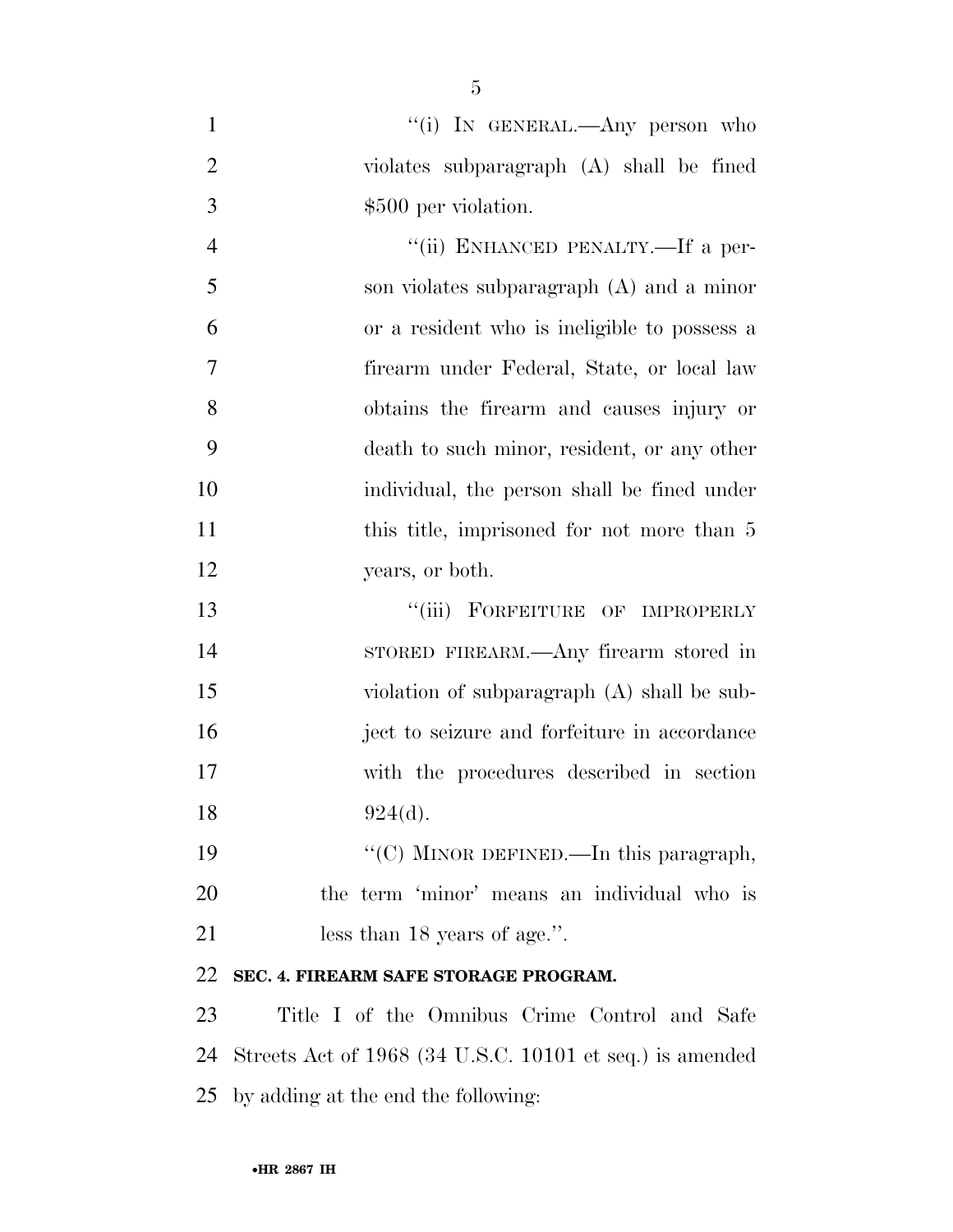"(i) IN GENERAL.—Any person who violates subparagraph (A) shall be fined $500 per violation.

"(ii) ENHANCED PENALTY.—If a person violates subparagraph (A) and a minor or a resident who is ineligible to possess a firearm under Federal, State, or local law obtains the firearm and causes injury or death to such minor, resident, or any other individual, the person shall be fined under this title, imprisoned for not more than 5 years, or both.

"(iii) FORFEITURE OF IMPROPERLY STORED FIREARM.—Any firearm stored in violation of subparagraph (A) shall be subject to seizure and forfeiture in accordance with the procedures described in section 924(d).

"(C) MINOR DEFINED.—In this paragraph, the term 'minor' means an individual who is less than 18 years of age.".

**SEC. 4. FIREARM SAFE STORAGE PROGRAM.**

Title I of the Omnibus Crime Control and Safe Streets Act of 1968 (34 U.S.C. 10101 et seq.) is amended by adding at the end the following: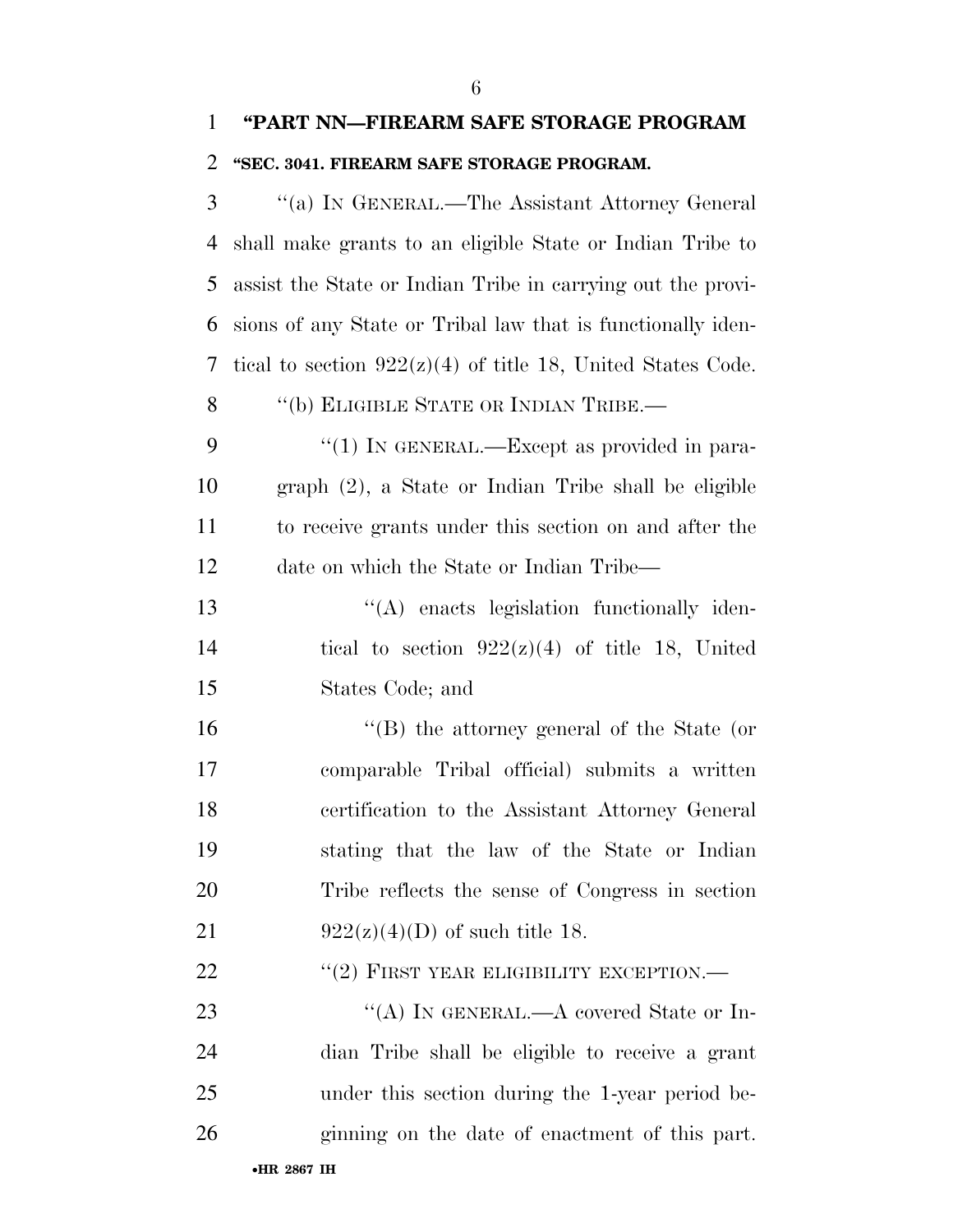## "PART NN—FIREARM SAFE STORAGE PROGRAM

### "SEC. 3041. FIREARM SAFE STORAGE PROGRAM.

"(a) IN GENERAL.—The Assistant Attorney General shall make grants to an eligible State or Indian Tribe to assist the State or Indian Tribe in carrying out the provisions of any State or Tribal law that is functionally identical to section 922(z)(4) of title 18, United States Code.

"(b) ELIGIBLE STATE OR INDIAN TRIBE.—

"(1) IN GENERAL.—Except as provided in paragraph (2), a State or Indian Tribe shall be eligible to receive grants under this section on and after the date on which the State or Indian Tribe—

"(A) enacts legislation functionally identical to section 922(z)(4) of title 18, United States Code; and

"(B) the attorney general of the State (or comparable Tribal official) submits a written certification to the Assistant Attorney General stating that the law of the State or Indian Tribe reflects the sense of Congress in section 922(z)(4)(D) of such title 18.

"(2) FIRST YEAR ELIGIBILITY EXCEPTION.—

"(A) IN GENERAL.—A covered State or Indian Tribe shall be eligible to receive a grant under this section during the 1-year period beginning on the date of enactment of this part.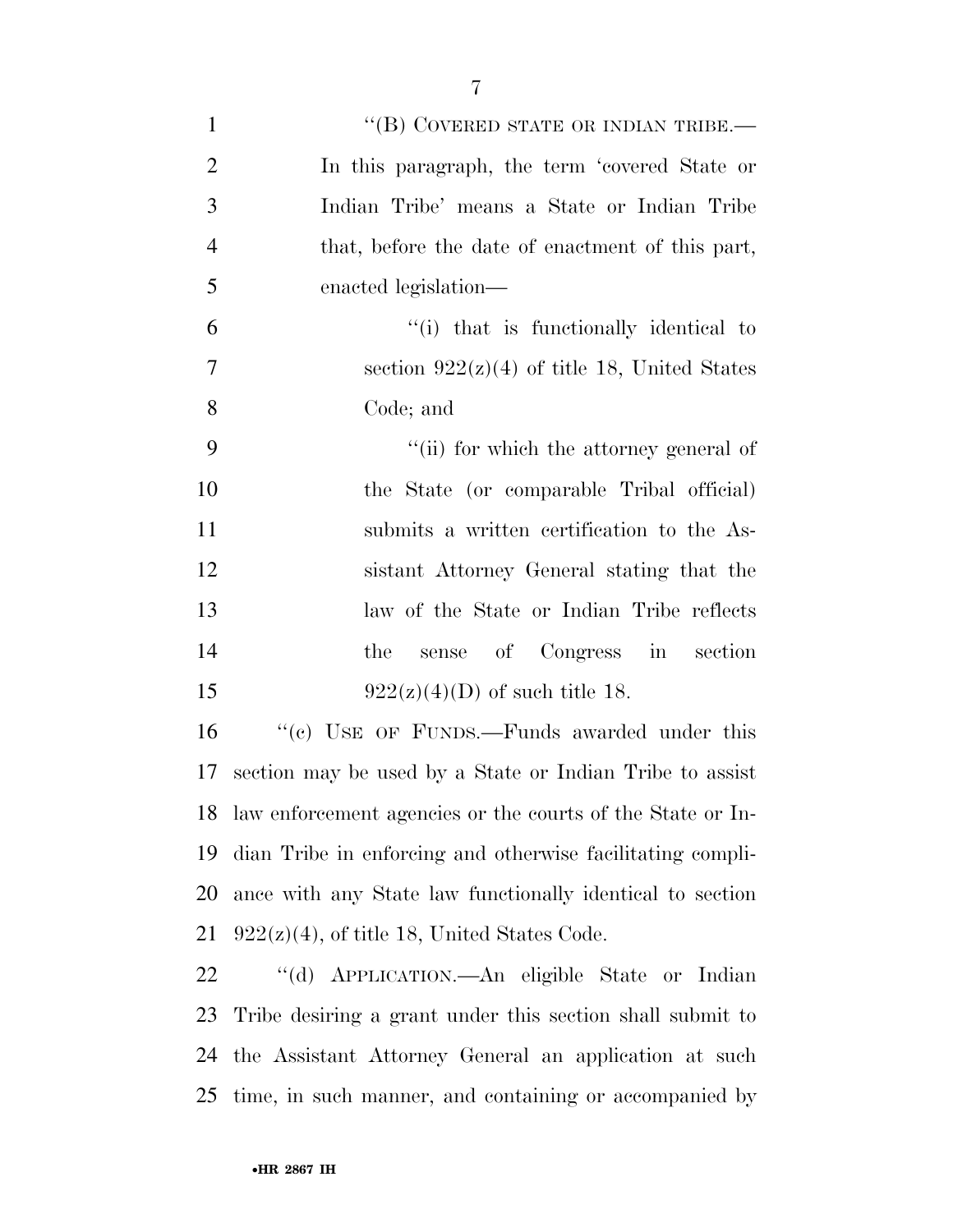"(B) COVERED STATE OR INDIAN TRIBE.—In this paragraph, the term 'covered State or Indian Tribe' means a State or Indian Tribe that, before the date of enactment of this part, enacted legislation—

"(i) that is functionally identical to section 922(z)(4) of title 18, United States Code; and

"(ii) for which the attorney general of the State (or comparable Tribal official) submits a written certification to the Assistant Attorney General stating that the law of the State or Indian Tribe reflects the sense of Congress in section 922(z)(4)(D) of such title 18.

"(c) USE OF FUNDS.—Funds awarded under this section may be used by a State or Indian Tribe to assist law enforcement agencies or the courts of the State or Indian Tribe in enforcing and otherwise facilitating compliance with any State law functionally identical to section 922(z)(4), of title 18, United States Code.

"(d) APPLICATION.—An eligible State or Indian Tribe desiring a grant under this section shall submit to the Assistant Attorney General an application at such time, in such manner, and containing or accompanied by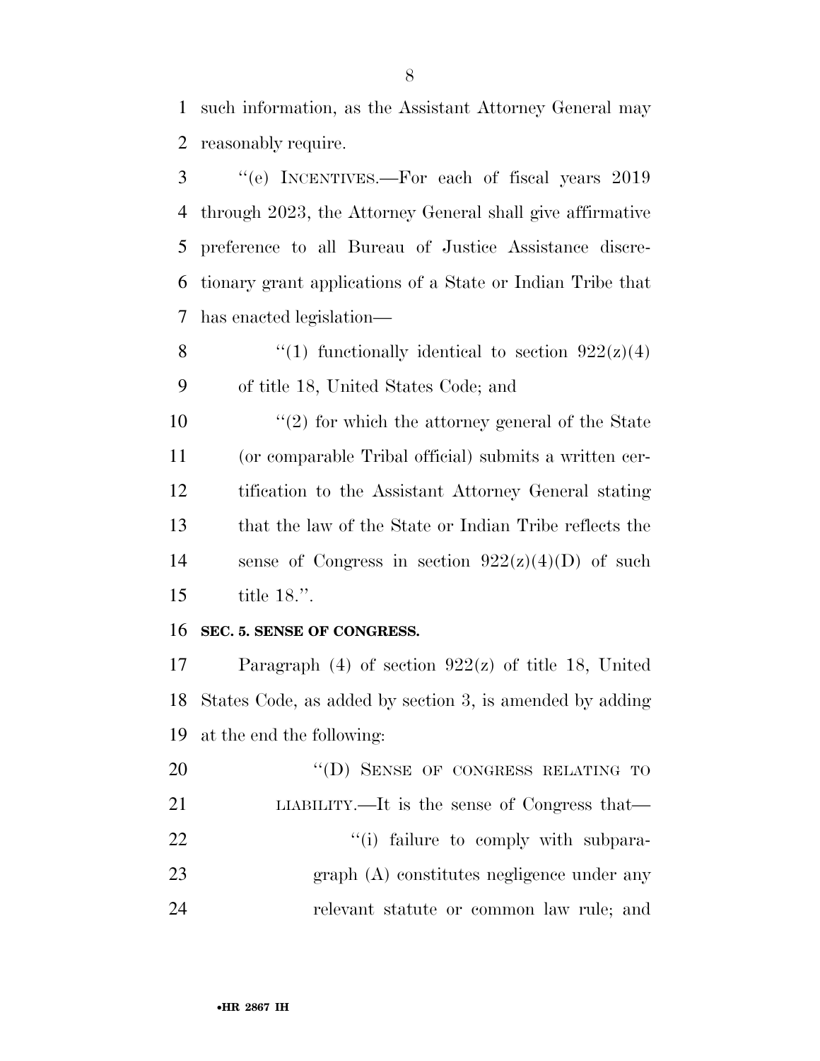such information, as the Assistant Attorney General may reasonably require.

''(e) INCENTIVES.—For each of fiscal years 2019 through 2023, the Attorney General shall give affirmative preference to all Bureau of Justice Assistance discretionary grant applications of a State or Indian Tribe that has enacted legislation—

''(1) functionally identical to section 922(z)(4) of title 18, United States Code; and

''(2) for which the attorney general of the State (or comparable Tribal official) submits a written certification to the Assistant Attorney General stating that the law of the State or Indian Tribe reflects the sense of Congress in section 922(z)(4)(D) of such title 18.''.

**SEC. 5. SENSE OF CONGRESS.**

Paragraph (4) of section 922(z) of title 18, United States Code, as added by section 3, is amended by adding at the end the following:

''(D) SENSE OF CONGRESS RELATING TO LIABILITY.—It is the sense of Congress that—

''(i) failure to comply with subparagraph (A) constitutes negligence under any relevant statute or common law rule; and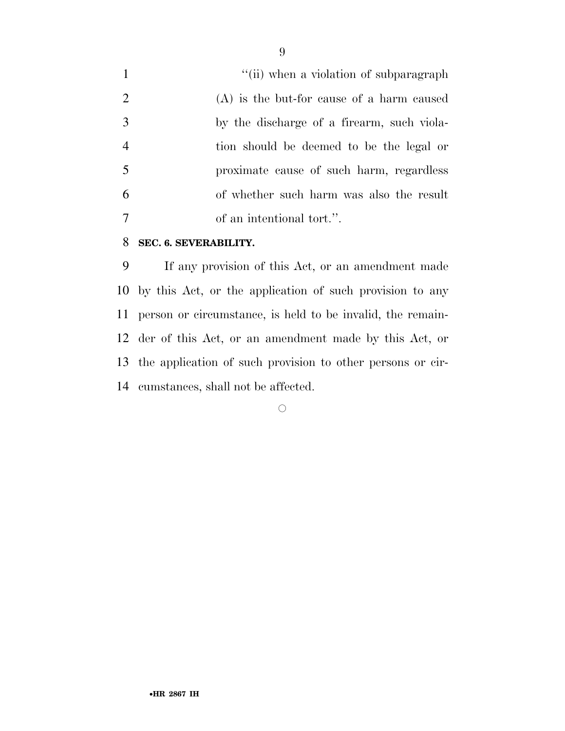"(ii) when a violation of subparagraph (A) is the but-for cause of a harm caused by the discharge of a firearm, such violation should be deemed to be the legal or proximate cause of such harm, regardless of whether such harm was also the result of an intentional tort.".

**SEC. 6. SEVERABILITY.**

If any provision of this Act, or an amendment made by this Act, or the application of such provision to any person or circumstance, is held to be invalid, the remainder of this Act, or an amendment made by this Act, or the application of such provision to other persons or circumstances, shall not be affected.

○